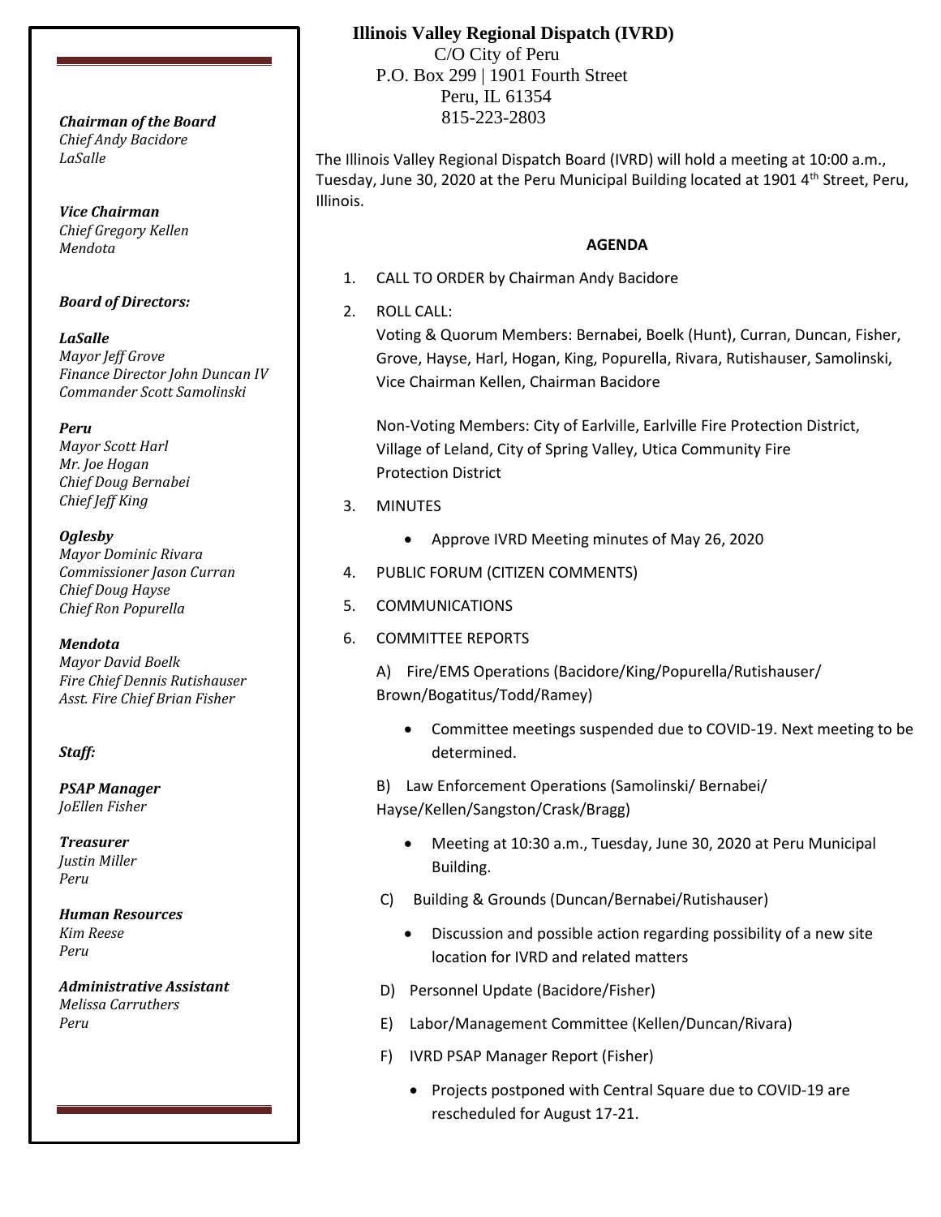# Illinois Valley Regional Dispatch (IVRD)

C/O City of Peru
P.O. Box 299 | 1901 Fourth Street
Peru, IL 61354
815-223-2803

The Illinois Valley Regional Dispatch Board (IVRD) will hold a meeting at 10:00 a.m., Tuesday, June 30, 2020 at the Peru Municipal Building located at 1901 4th Street, Peru, Illinois.

**AGENDA**

1. CALL TO ORDER by Chairman Andy Bacidore
2. ROLL CALL:
   Voting & Quorum Members: Bernabei, Boelk (Hunt), Curran, Duncan, Fisher, Grove, Hayse, Harl, Hogan, King, Popurella, Rivara, Rutishauser, Samolinski, Vice Chairman Kellen, Chairman Bacidore

   Non-Voting Members: City of Earlville, Earlville Fire Protection District, Village of Leland, City of Spring Valley, Utica Community Fire Protection District
3. MINUTES
   - Approve IVRD Meeting minutes of May 26, 2020
4. PUBLIC FORUM (CITIZEN COMMENTS)
5. COMMUNICATIONS
6. COMMITTEE REPORTS

   A) Fire/EMS Operations (Bacidore/King/Popurella/Rutishauser/Brown/Bogatitus/Todd/Ramey)
   - Committee meetings suspended due to COVID-19. Next meeting to be determined.

   B) Law Enforcement Operations (Samolinski/ Bernabei/Hayse/Kellen/Sangston/Crask/Bragg)
   - Meeting at 10:30 a.m., Tuesday, June 30, 2020 at Peru Municipal Building.

   C) Building & Grounds (Duncan/Bernabei/Rutishauser)
   - Discussion and possible action regarding possibility of a new site location for IVRD and related matters

   D) Personnel Update (Bacidore/Fisher)

   E) Labor/Management Committee (Kellen/Duncan/Rivara)

   F) IVRD PSAP Manager Report (Fisher)
   - Projects postponed with Central Square due to COVID-19 are rescheduled for August 17-21.

---

***Chairman of the Board***
*Chief Andy Bacidore*
*LaSalle*

***Vice Chairman***
*Chief Gregory Kellen*
*Mendota*

***Board of Directors:***

***LaSalle***
*Mayor Jeff Grove*
*Finance Director John Duncan IV*
*Commander Scott Samolinski*

***Peru***
*Mayor Scott Harl*
*Mr. Joe Hogan*
*Chief Doug Bernabei*
*Chief Jeff King*

***Oglesby***
*Mayor Dominic Rivara*
*Commissioner Jason Curran*
*Chief Doug Hayse*
*Chief Ron Popurella*

***Mendota***
*Mayor David Boelk*
*Fire Chief Dennis Rutishauser*
*Asst. Fire Chief Brian Fisher*

***Staff:***

***PSAP Manager***
*JoEllen Fisher*

***Treasurer***
*Justin Miller*
*Peru*

***Human Resources***
*Kim Reese*
*Peru*

***Administrative Assistant***
*Melissa Carruthers*
*Peru*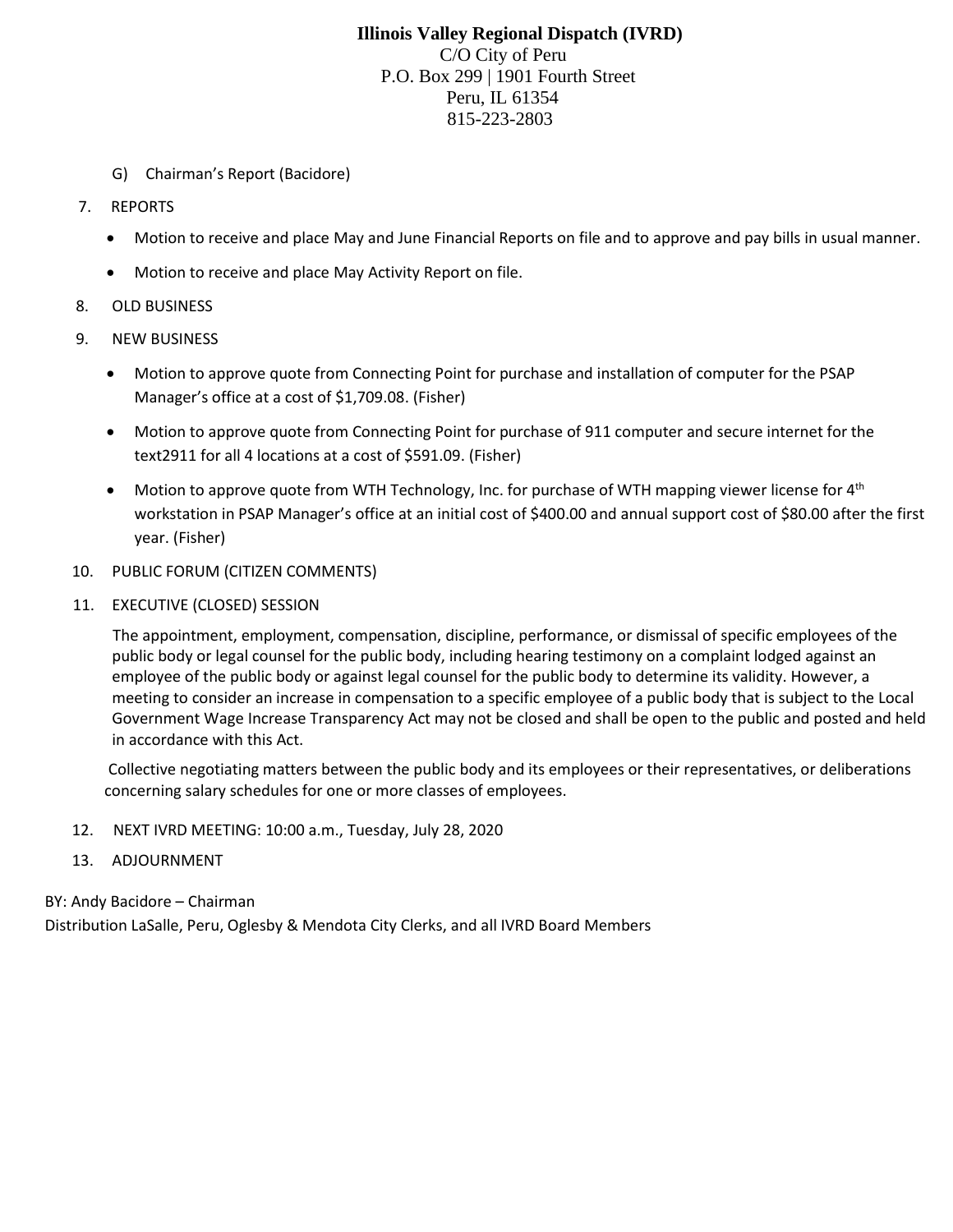**Illinois Valley Regional Dispatch (IVRD)**
C/O City of Peru
P.O. Box 299 | 1901 Fourth Street
Peru, IL 61354
815-223-2803

G) Chairman's Report (Bacidore)

7. REPORTS

- Motion to receive and place May and June Financial Reports on file and to approve and pay bills in usual manner.
- Motion to receive and place May Activity Report on file.

8. OLD BUSINESS

9. NEW BUSINESS

- Motion to approve quote from Connecting Point for purchase and installation of computer for the PSAP Manager's office at a cost of $1,709.08. (Fisher)
- Motion to approve quote from Connecting Point for purchase of 911 computer and secure internet for the text2911 for all 4 locations at a cost of $591.09. (Fisher)
- Motion to approve quote from WTH Technology, Inc. for purchase of WTH mapping viewer license for 4th workstation in PSAP Manager's office at an initial cost of $400.00 and annual support cost of $80.00 after the first year. (Fisher)

10. PUBLIC FORUM (CITIZEN COMMENTS)

11. EXECUTIVE (CLOSED) SESSION

The appointment, employment, compensation, discipline, performance, or dismissal of specific employees of the public body or legal counsel for the public body, including hearing testimony on a complaint lodged against an employee of the public body or against legal counsel for the public body to determine its validity. However, a meeting to consider an increase in compensation to a specific employee of a public body that is subject to the Local Government Wage Increase Transparency Act may not be closed and shall be open to the public and posted and held in accordance with this Act.

Collective negotiating matters between the public body and its employees or their representatives, or deliberations concerning salary schedules for one or more classes of employees.

12. NEXT IVRD MEETING: 10:00 a.m., Tuesday, July 28, 2020

13. ADJOURNMENT

BY: Andy Bacidore – Chairman
Distribution LaSalle, Peru, Oglesby & Mendota City Clerks, and all IVRD Board Members